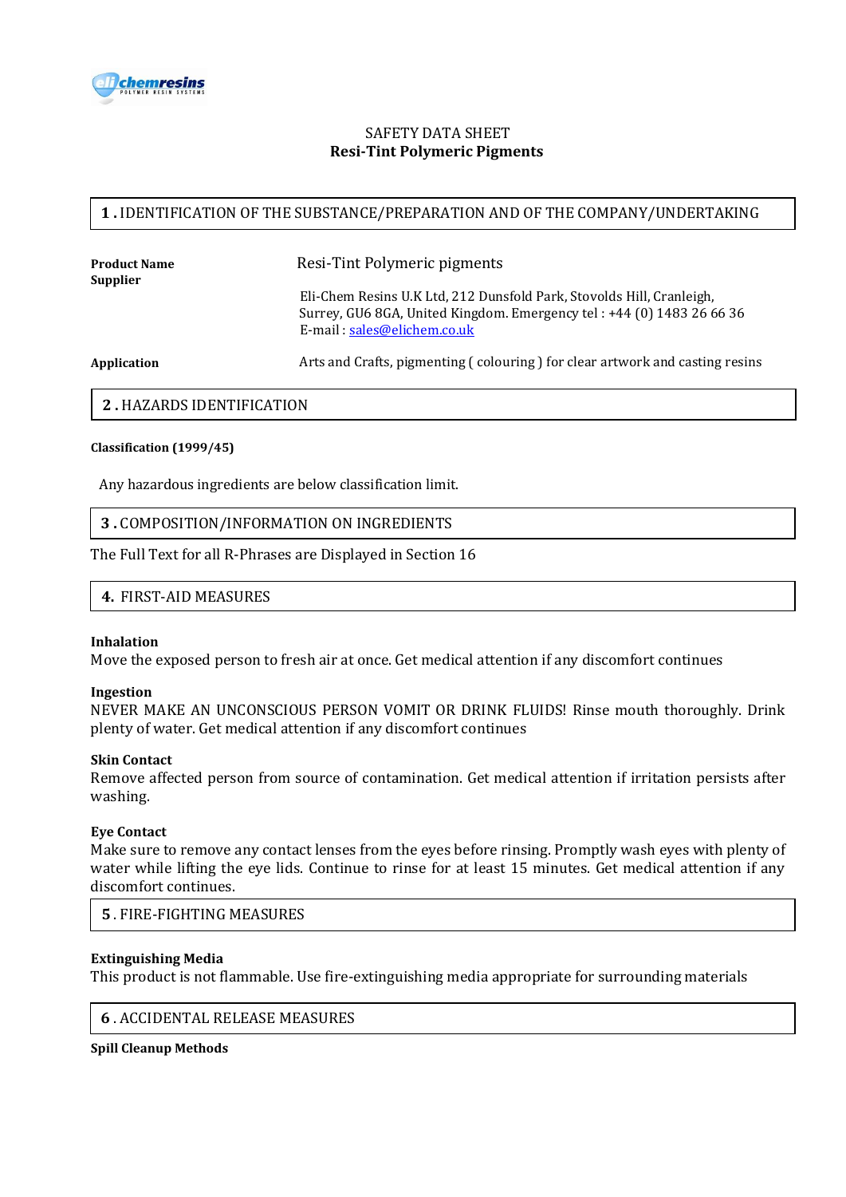SAFETY DATA SHEET
**Resi-Tint Polymeric Pigments**

## 1 . IDENTIFICATION OF THE SUBSTANCE/PREPARATION AND OF THE COMPANY/UNDERTAKING

**Product Name** Resi-Tint Polymeric pigments

**Supplier** Eli-Chem Resins U.K Ltd, 212 Dunsfold Park, Stovolds Hill, Cranleigh, Surrey, GU6 8GA, United Kingdom. Emergency tel : +44 (0) 1483 26 66 36
E-mail : sales@elichem.co.uk

**Application** Arts and Crafts, pigmenting ( colouring ) for clear artwork and casting resins

## 2 . HAZARDS IDENTIFICATION

**Classification (1999/45)**

Any hazardous ingredients are below classification limit.

## 3 . COMPOSITION/INFORMATION ON INGREDIENTS

The Full Text for all R-Phrases are Displayed in Section 16

## 4. FIRST-AID MEASURES

**Inhalation**
Move the exposed person to fresh air at once. Get medical attention if any discomfort continues

**Ingestion**
NEVER MAKE AN UNCONSCIOUS PERSON VOMIT OR DRINK FLUIDS! Rinse mouth thoroughly. Drink plenty of water. Get medical attention if any discomfort continues

**Skin Contact**
Remove affected person from source of contamination. Get medical attention if irritation persists after washing.

**Eye Contact**
Make sure to remove any contact lenses from the eyes before rinsing. Promptly wash eyes with plenty of water while lifting the eye lids. Continue to rinse for at least 15 minutes. Get medical attention if any discomfort continues.

## 5 . FIRE-FIGHTING MEASURES

**Extinguishing Media**
This product is not flammable. Use fire-extinguishing media appropriate for surrounding materials

## 6 . ACCIDENTAL RELEASE MEASURES

**Spill Cleanup Methods**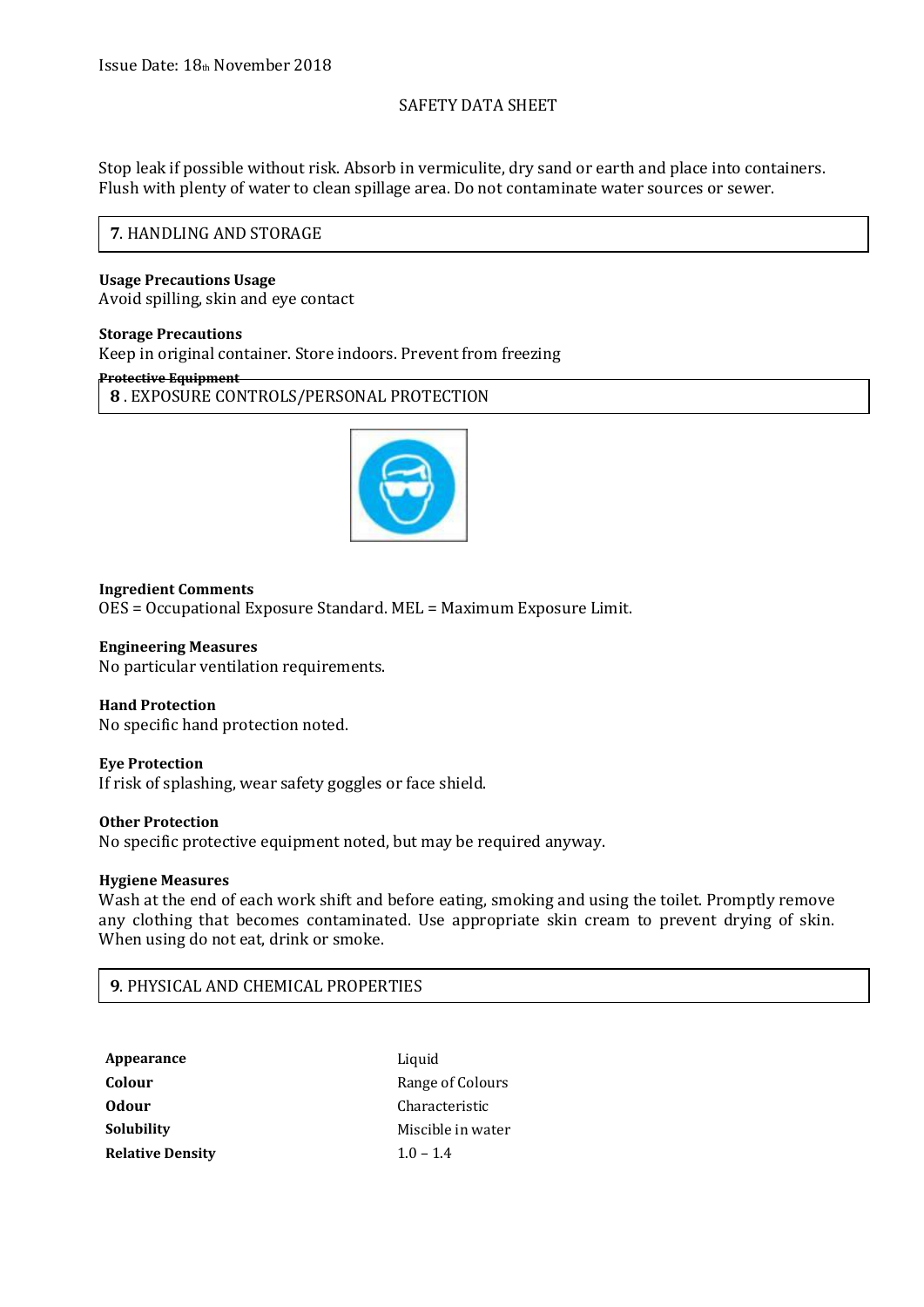Issue Date: 18th November 2018

SAFETY DATA SHEET

Stop leak if possible without risk. Absorb in vermiculite, dry sand or earth and place into containers. Flush with plenty of water to clean spillage area. Do not contaminate water sources or sewer.

## 7. HANDLING AND STORAGE

**Usage Precautions Usage**
Avoid spilling, skin and eye contact

**Storage Precautions**
Keep in original container. Store indoors. Prevent from freezing

**Protective Equipment**

## 8 . EXPOSURE CONTROLS/PERSONAL PROTECTION

**Ingredient Comments**
OES = Occupational Exposure Standard. MEL = Maximum Exposure Limit.

**Engineering Measures**
No particular ventilation requirements.

**Hand Protection**
No specific hand protection noted.

**Eye Protection**
If risk of splashing, wear safety goggles or face shield.

**Other Protection**
No specific protective equipment noted, but may be required anyway.

**Hygiene Measures**
Wash at the end of each work shift and before eating, smoking and using the toilet. Promptly remove any clothing that becomes contaminated. Use appropriate skin cream to prevent drying of skin. When using do not eat, drink or smoke.

## 9. PHYSICAL AND CHEMICAL PROPERTIES

| | |
|---|---|
| **Appearance** | Liquid |
| **Colour** | Range of Colours |
| **Odour** | Characteristic |
| **Solubility** | Miscible in water |
| **Relative Density** | 1.0 – 1.4 |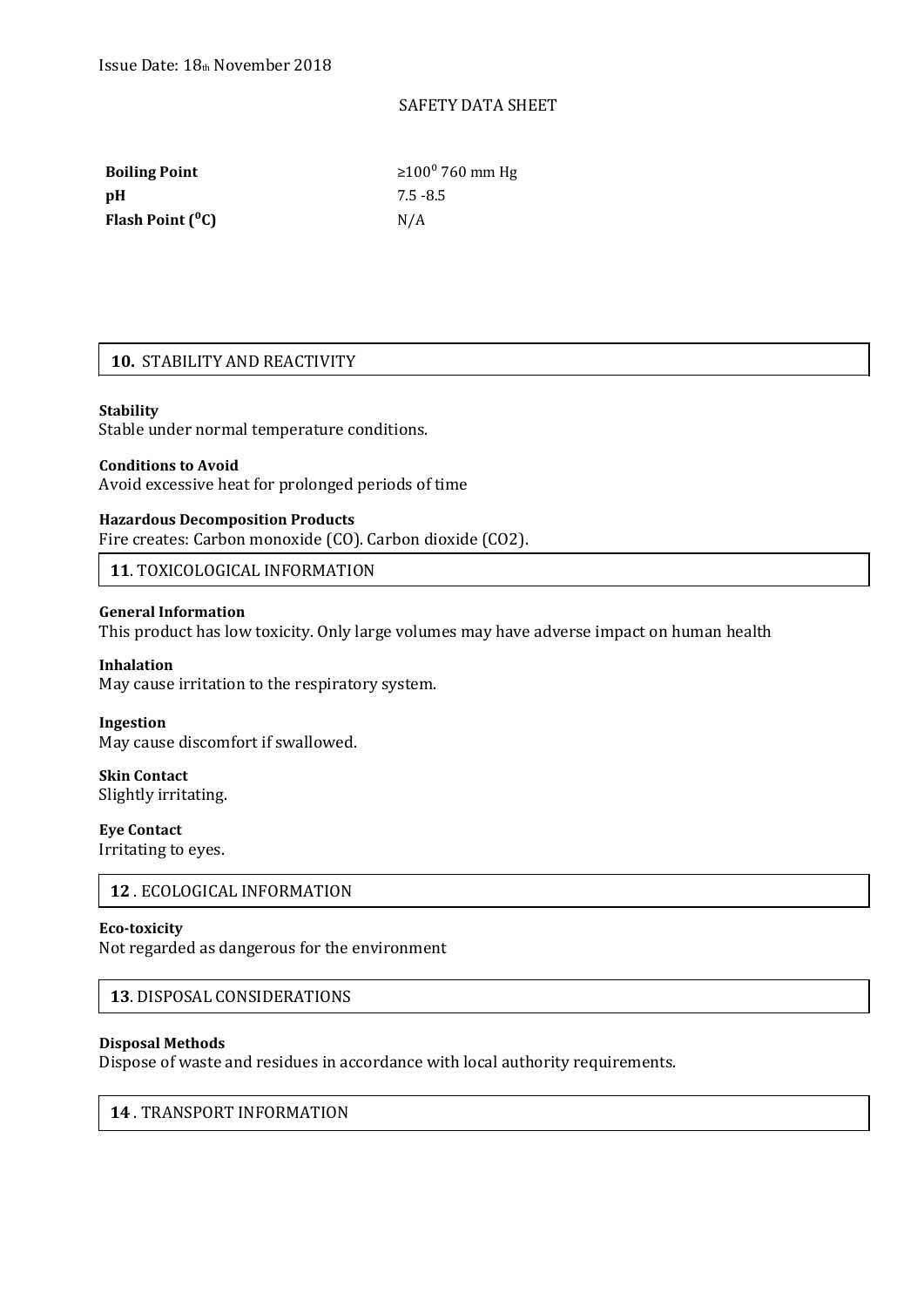Issue Date: 18th November 2018

SAFETY DATA SHEET

| | |
|---|---|
| **Boiling Point** | ≥$100^0$ 760 mm Hg |
| **pH** | 7.5 -8.5 |
| **Flash Point ($^0$C)** | N/A |

## 10. STABILITY AND REACTIVITY

**Stability**
Stable under normal temperature conditions.

**Conditions to Avoid**
Avoid excessive heat for prolonged periods of time

**Hazardous Decomposition Products**
Fire creates: Carbon monoxide (CO). Carbon dioxide ($CO_2$).

## 11. TOXICOLOGICAL INFORMATION

**General Information**
This product has low toxicity. Only large volumes may have adverse impact on human health

**Inhalation**
May cause irritation to the respiratory system.

**Ingestion**
May cause discomfort if swallowed.

**Skin Contact**
Slightly irritating.

**Eye Contact**
Irritating to eyes.

## 12 . ECOLOGICAL INFORMATION

**Eco-toxicity**
Not regarded as dangerous for the environment

## 13. DISPOSAL CONSIDERATIONS

**Disposal Methods**
Dispose of waste and residues in accordance with local authority requirements.

## 14 . TRANSPORT INFORMATION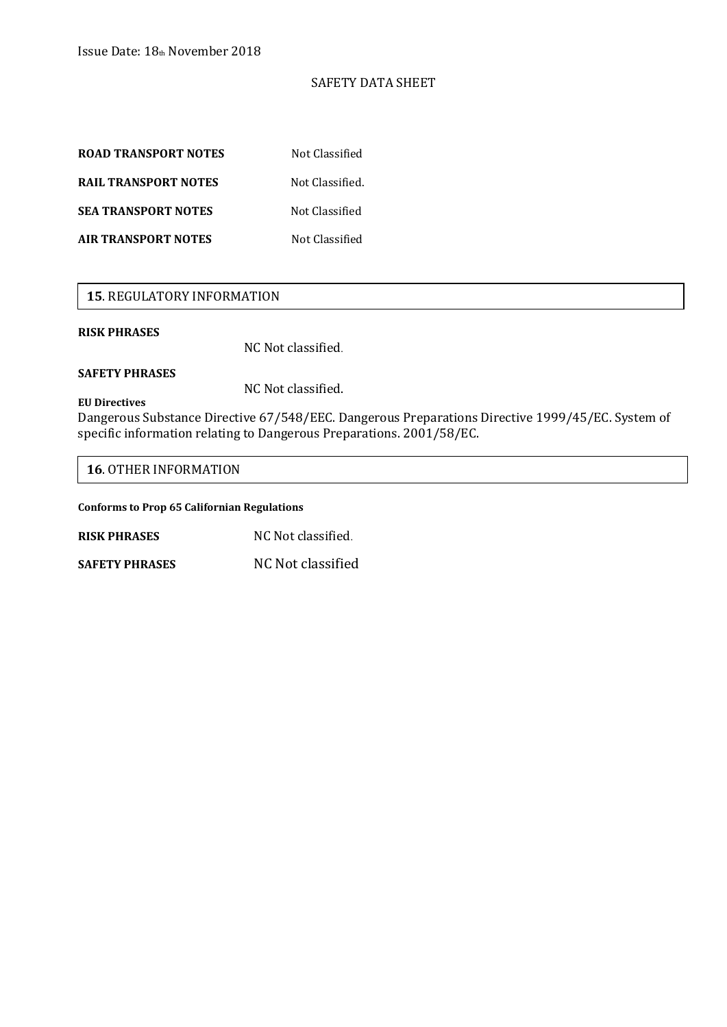| | |
|---|---|
| **ROAD TRANSPORT NOTES** | Not Classified |
| **RAIL TRANSPORT NOTES** | Not Classified. |
| **SEA TRANSPORT NOTES** | Not Classified |
| **AIR TRANSPORT NOTES** | Not Classified |

## **15**. REGULATORY INFORMATION

**RISK PHRASES**

NC Not classified.

**SAFETY PHRASES**

NC Not classified.

**EU Directives**

Dangerous Substance Directive 67/548/EEC. Dangerous Preparations Directive 1999/45/EC. System of specific information relating to Dangerous Preparations. 2001/58/EC.

## **16**. OTHER INFORMATION

**Conforms to Prop 65 Californian Regulations**

| | |
|---|---|
| **RISK PHRASES** | NC Not classified. |
| **SAFETY PHRASES** | NC Not classified |